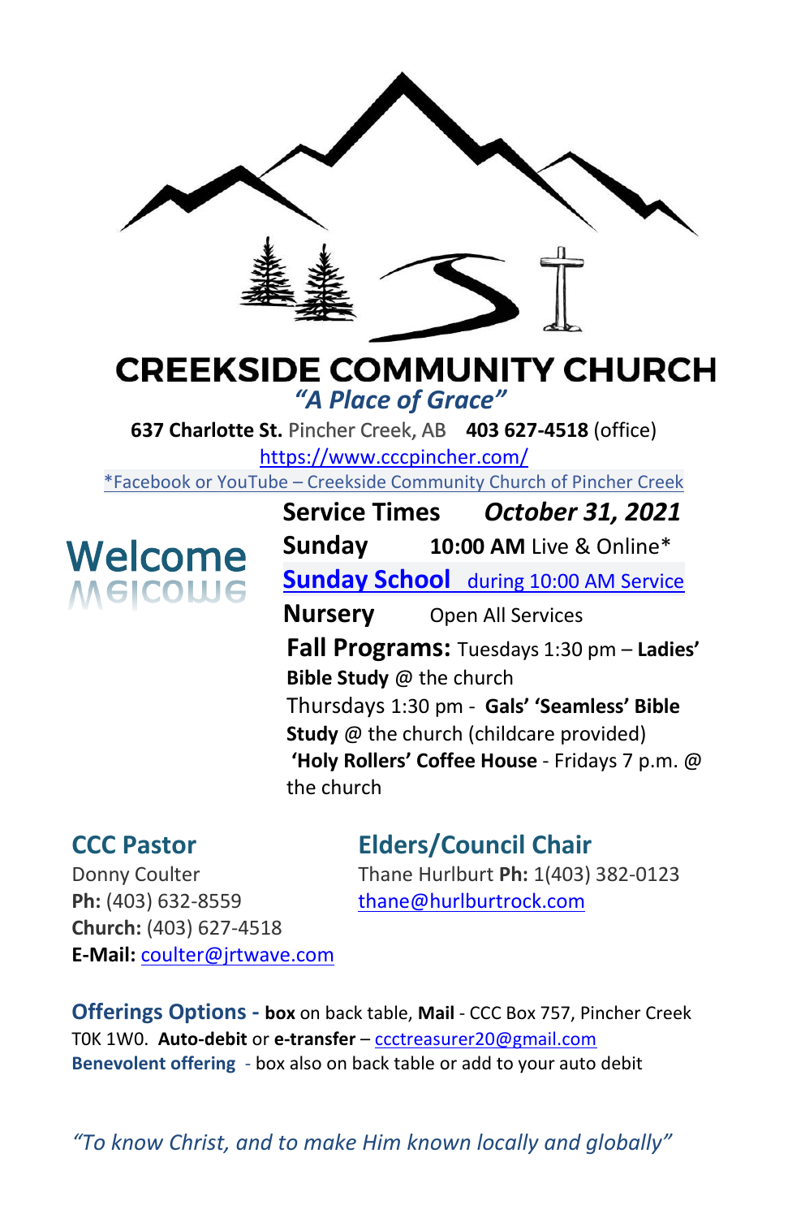# CREEKSIDE COMMUNITY CHURCH

*"A Place of Grace"*

**637 Charlotte St.** Pincher Creek, AB **403 627-4518** (office)

https://www.cccpincher.com/

*Facebook or YouTube – Creekside Community Church of Pincher Creek

## Welcome

**Service Times** ***October 31, 2021***

**Sunday** **10:00 AM** Live & Online*

**Sunday School** during 10:00 AM Service

**Nursery** Open All Services

**Fall Programs:** Tuesdays 1:30 pm – **Ladies' Bible Study** @ the church

Thursdays 1:30 pm - **Gals' 'Seamless' Bible Study** @ the church (childcare provided)

**'Holy Rollers' Coffee House** - Fridays 7 p.m. @ the church

## CCC Pastor

Donny Coulter
**Ph:** (403) 632-8559
**Church:** (403) 627-4518
**E-Mail:** coulter@jrtwave.com

## Elders/Council Chair

Thane Hurlburt **Ph:** 1(403) 382-0123
thane@hurlburtrock.com

**Offerings Options - box** on back table, **Mail** - CCC Box 757, Pincher Creek T0K 1W0. **Auto-debit** or **e-transfer** – ccctreasurer20@gmail.com

**Benevolent offering** - box also on back table or add to your auto debit

*"To know Christ, and to make Him known locally and globally"*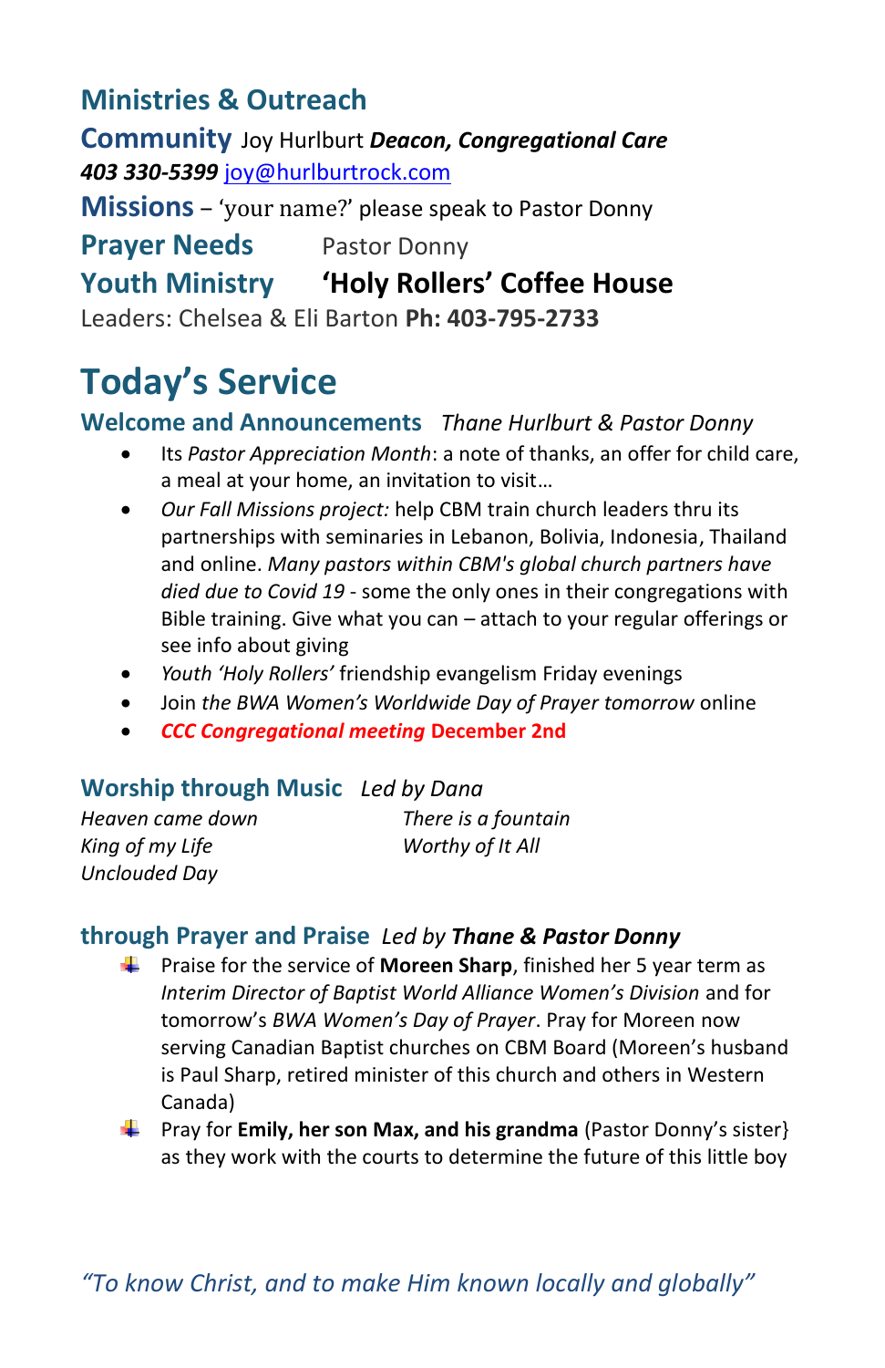## Ministries & Outreach

**Community** Joy Hurlburt ***Deacon, Congregational Care***
***403 330-5399*** joy@hurlburtrock.com

**Missions** – 'your name?' please speak to Pastor Donny

**Prayer Needs** Pastor Donny

**Youth Ministry** **'Holy Rollers' Coffee House**
Leaders: Chelsea & Eli Barton **Ph: 403-795-2733**

# Today's Service

### Welcome and Announcements *Thane Hurlburt & Pastor Donny*

- Its *Pastor Appreciation Month*: a note of thanks, an offer for child care, a meal at your home, an invitation to visit…
- *Our Fall Missions project:* help CBM train church leaders thru its partnerships with seminaries in Lebanon, Bolivia, Indonesia, Thailand and online. *Many pastors within CBM's global church partners have died due to Covid 19* - some the only ones in their congregations with Bible training. Give what you can – attach to your regular offerings or see info about giving
- *Youth 'Holy Rollers'* friendship evangelism Friday evenings
- Join *the BWA Women's Worldwide Day of Prayer tomorrow* online
- ***CCC Congregational meeting*** **December 2nd**

### Worship through Music *Led by Dana*

*Heaven came down*
*King of my Life*
*Unclouded Day*
*There is a fountain*
*Worthy of It All*

### through Prayer and Praise *Led by **Thane & Pastor Donny***

- Praise for the service of **Moreen Sharp**, finished her 5 year term as *Interim Director of Baptist World Alliance Women's Division* and for tomorrow's *BWA Women's Day of Prayer*. Pray for Moreen now serving Canadian Baptist churches on CBM Board (Moreen's husband is Paul Sharp, retired minister of this church and others in Western Canada)
- Pray for **Emily, her son Max, and his grandma** (Pastor Donny's sister} as they work with the courts to determine the future of this little boy

*"To know Christ, and to make Him known locally and globally"*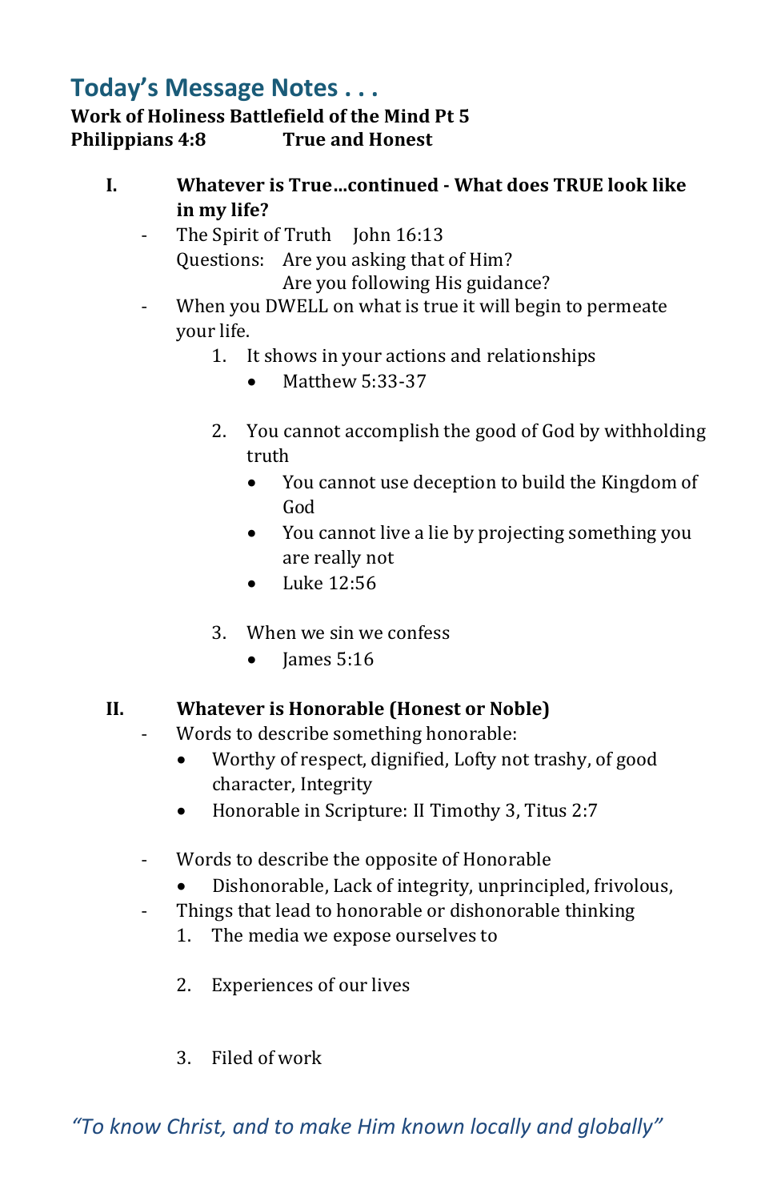## Today's Message Notes . . .

**Work of Holiness Battlefield of the Mind Pt 5**
**Philippians 4:8 True and Honest**

**I. Whatever is True…continued - What does TRUE look like in my life?**

- The Spirit of Truth John 16:13
  Questions: Are you asking that of Him?
  Are you following His guidance?
- When you DWELL on what is true it will begin to permeate your life.
  1. It shows in your actions and relationships
     - Matthew 5:33-37
  2. You cannot accomplish the good of God by withholding truth
     - You cannot use deception to build the Kingdom of God
     - You cannot live a lie by projecting something you are really not
     - Luke 12:56
  3. When we sin we confess
     - James 5:16

**II. Whatever is Honorable (Honest or Noble)**

- Words to describe something honorable:
  - Worthy of respect, dignified, Lofty not trashy, of good character, Integrity
  - Honorable in Scripture: II Timothy 3, Titus 2:7
- Words to describe the opposite of Honorable
  - Dishonorable, Lack of integrity, unprincipled, frivolous,
- Things that lead to honorable or dishonorable thinking
  1. The media we expose ourselves to
  2. Experiences of our lives
  3. Filed of work

*"To know Christ, and to make Him known locally and globally"*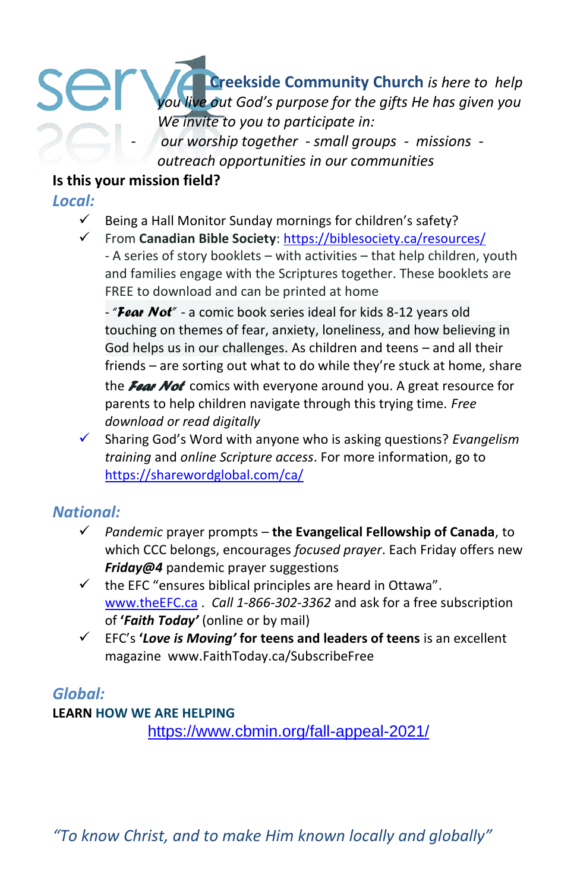**Creekside Community Church** *is here to help you live out God's purpose for the gifts He has given you We invite to you to participate in:*

- *our worship together - small groups - missions - outreach opportunities in our communities*

**Is this your mission field?**

## *Local:*

- ✓ Being a Hall Monitor Sunday mornings for children's safety?
- ✓ From **Canadian Bible Society**: https://biblesociety.ca/resources/
  - A series of story booklets – with activities – that help children, youth and families engage with the Scriptures together. These booklets are FREE to download and can be printed at home

  - *"**Fear Not**"* - a comic book series ideal for kids 8-12 years old touching on themes of fear, anxiety, loneliness, and how believing in God helps us in our challenges. As children and teens – and all their friends – are sorting out what to do while they're stuck at home, share the ***Fear Not*** comics with everyone around you. A great resource for parents to help children navigate through this trying time. *Free download or read digitally*
- ✓ Sharing God's Word with anyone who is asking questions? *Evangelism training* and *online Scripture access*. For more information, go to https://sharewordglobal.com/ca/

## *National:*

- ✓ *Pandemic* prayer prompts – **the Evangelical Fellowship of Canada**, to which CCC belongs, encourages *focused prayer*. Each Friday offers new ***Friday@4*** pandemic prayer suggestions
- ✓ the EFC "ensures biblical principles are heard in Ottawa". www.theEFC.ca . *Call 1-866-302-3362* and ask for a free subscription of ***'Faith Today'*** (online or by mail)
- ✓ EFC's ***'Love is Moving'* for teens and leaders of teens** is an excellent magazine www.FaithToday.ca/SubscribeFree

## *Global:*

**LEARN HOW WE ARE HELPING**

https://www.cbmin.org/fall-appeal-2021/

*"To know Christ, and to make Him known locally and globally"*